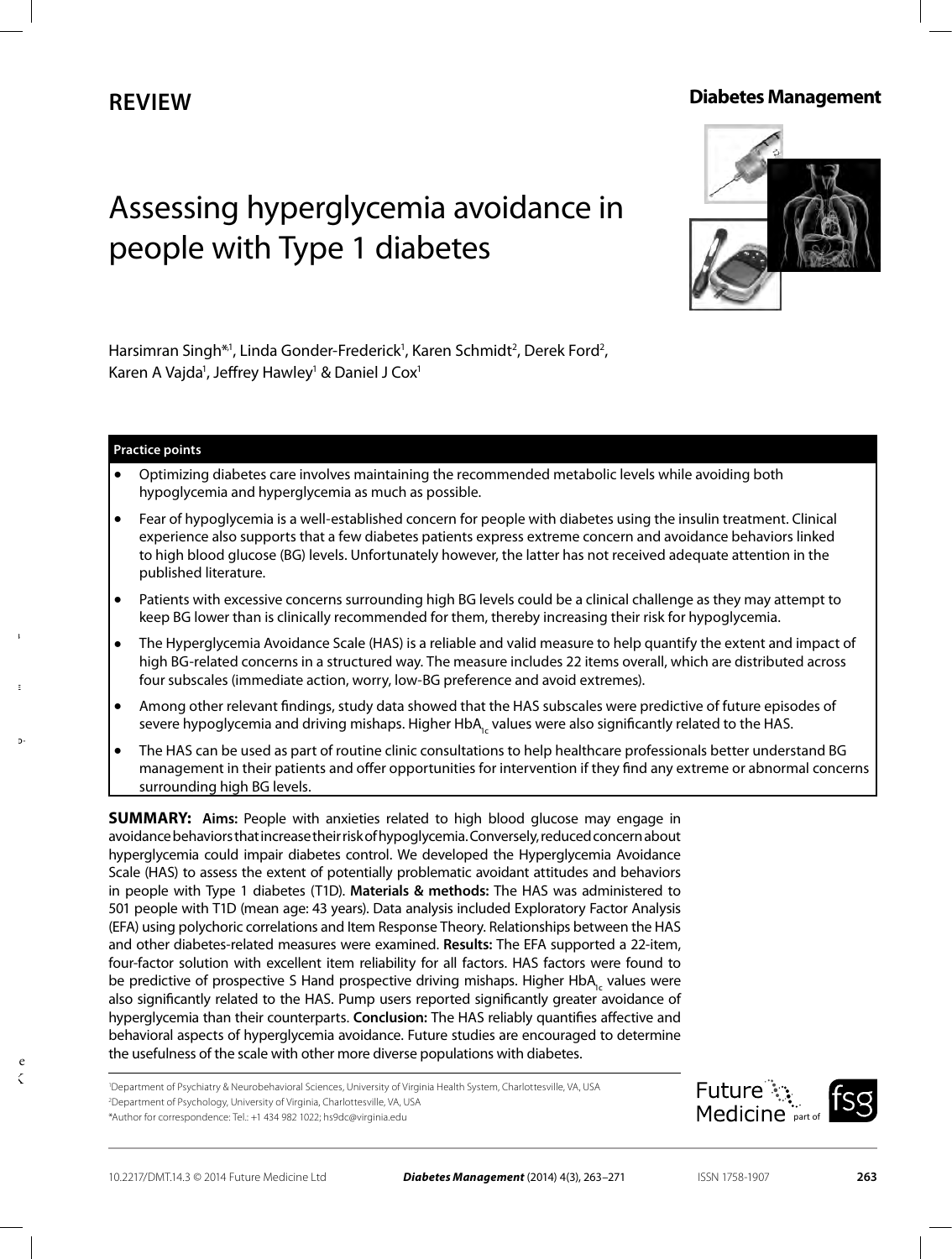REVIEW

Diabetes Management

# Assessing hyperglycemia avoidance in people with Type 1 diabetes

Harsimran Singh*[1], Linda Gonder-Frederick[1], Karen Schmidt[2], Derek Ford[2], Karen A Vajda[1], Jeffrey Hawley[1] & Daniel J Cox[1]

**Practice points**

- Optimizing diabetes care involves maintaining the recommended metabolic levels while avoiding both hypoglycemia and hyperglycemia as much as possible.
- Fear of hypoglycemia is a well-established concern for people with diabetes using the insulin treatment. Clinical experience also supports that a few diabetes patients express extreme concern and avoidance behaviors linked to high blood glucose (BG) levels. Unfortunately however, the latter has not received adequate attention in the published literature.
- Patients with excessive concerns surrounding high BG levels could be a clinical challenge as they may attempt to keep BG lower than is clinically recommended for them, thereby increasing their risk for hypoglycemia.
- The Hyperglycemia Avoidance Scale (HAS) is a reliable and valid measure to help quantify the extent and impact of high BG-related concerns in a structured way. The measure includes 22 items overall, which are distributed across four subscales (immediate action, worry, low-BG preference and avoid extremes).
- Among other relevant findings, study data showed that the HAS subscales were predictive of future episodes of severe hypoglycemia and driving mishaps. Higher $HbA_{1c}$ values were also significantly related to the HAS.
- The HAS can be used as part of routine clinic consultations to help healthcare professionals better understand BG management in their patients and offer opportunities for intervention if they find any extreme or abnormal concerns surrounding high BG levels.

**SUMMARY: Aims:** People with anxieties related to high blood glucose may engage in avoidance behaviors that increase their risk of hypoglycemia. Conversely, reduced concern about hyperglycemia could impair diabetes control. We developed the Hyperglycemia Avoidance Scale (HAS) to assess the extent of potentially problematic avoidant attitudes and behaviors in people with Type 1 diabetes (T1D). **Materials & methods:** The HAS was administered to 501 people with T1D (mean age: 43 years). Data analysis included Exploratory Factor Analysis (EFA) using polychoric correlations and Item Response Theory. Relationships between the HAS and other diabetes-related measures were examined. **Results:** The EFA supported a 22-item, four-factor solution with excellent item reliability for all factors. HAS factors were found to be predictive of prospective S Hand prospective driving mishaps. Higher $HbA_{1c}$ values were also significantly related to the HAS. Pump users reported significantly greater avoidance of hyperglycemia than their counterparts. **Conclusion:** The HAS reliably quantifies affective and behavioral aspects of hyperglycemia avoidance. Future studies are encouraged to determine the usefulness of the scale with other more diverse populations with diabetes.

[1]Department of Psychiatry & Neurobehavioral Sciences, University of Virginia Health System, Charlottesville, VA, USA
[2]Department of Psychology, University of Virginia, Charlottesville, VA, USA
*Author for correspondence: Tel.: +1 434 982 1022; hs9dc@virginia.edu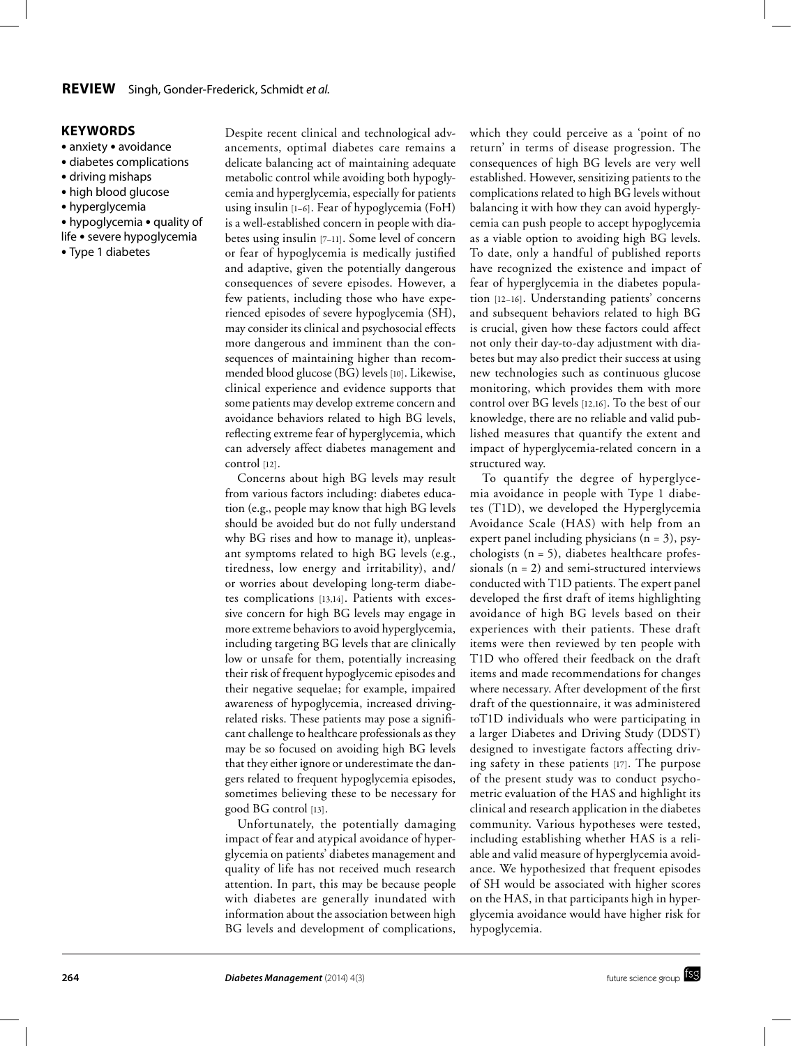## KEYWORDS

- anxiety • avoidance
- diabetes complications
- driving mishaps
- high blood glucose
- hyperglycemia
- hypoglycemia • quality of life • severe hypoglycemia
- Type 1 diabetes

Despite recent clinical and technological advancements, optimal diabetes care remains a delicate balancing act of maintaining adequate metabolic control while avoiding both hypoglycemia and hyperglycemia, especially for patients using insulin [1–6]. Fear of hypoglycemia (FoH) is a well-established concern in people with diabetes using insulin [7–11]. Some level of concern or fear of hypoglycemia is medically justified and adaptive, given the potentially dangerous consequences of severe episodes. However, a few patients, including those who have experienced episodes of severe hypoglycemia (SH), may consider its clinical and psychosocial effects more dangerous and imminent than the consequences of maintaining higher than recommended blood glucose (BG) levels [10]. Likewise, clinical experience and evidence supports that some patients may develop extreme concern and avoidance behaviors related to high BG levels, reflecting extreme fear of hyperglycemia, which can adversely affect diabetes management and control [12].

Concerns about high BG levels may result from various factors including: diabetes education (e.g., people may know that high BG levels should be avoided but do not fully understand why BG rises and how to manage it), unpleasant symptoms related to high BG levels (e.g., tiredness, low energy and irritability), and/or worries about developing long-term diabetes complications [13,14]. Patients with excessive concern for high BG levels may engage in more extreme behaviors to avoid hyperglycemia, including targeting BG levels that are clinically low or unsafe for them, potentially increasing their risk of frequent hypoglycemic episodes and their negative sequelae; for example, impaired awareness of hypoglycemia, increased driving-related risks. These patients may pose a significant challenge to healthcare professionals as they may be so focused on avoiding high BG levels that they either ignore or underestimate the dangers related to frequent hypoglycemia episodes, sometimes believing these to be necessary for good BG control [13].

Unfortunately, the potentially damaging impact of fear and atypical avoidance of hyperglycemia on patients' diabetes management and quality of life has not received much research attention. In part, this may be because people with diabetes are generally inundated with information about the association between high BG levels and development of complications, which they could perceive as a 'point of no return' in terms of disease progression. The consequences of high BG levels are very well established. However, sensitizing patients to the complications related to high BG levels without balancing it with how they can avoid hyperglycemia can push people to accept hypoglycemia as a viable option to avoiding high BG levels. To date, only a handful of published reports have recognized the existence and impact of fear of hyperglycemia in the diabetes population [12–16]. Understanding patients' concerns and subsequent behaviors related to high BG is crucial, given how these factors could affect not only their day-to-day adjustment with diabetes but may also predict their success at using new technologies such as continuous glucose monitoring, which provides them with more control over BG levels [12,16]. To the best of our knowledge, there are no reliable and valid published measures that quantify the extent and impact of hyperglycemia-related concern in a structured way.

To quantify the degree of hyperglycemia avoidance in people with Type 1 diabetes (T1D), we developed the Hyperglycemia Avoidance Scale (HAS) with help from an expert panel including physicians (n = 3), psychologists (n = 5), diabetes healthcare professionals (n = 2) and semi-structured interviews conducted with T1D patients. The expert panel developed the first draft of items highlighting avoidance of high BG levels based on their experiences with their patients. These draft items were then reviewed by ten people with T1D who offered their feedback on the draft items and made recommendations for changes where necessary. After development of the first draft of the questionnaire, it was administered toT1D individuals who were participating in a larger Diabetes and Driving Study (DDST) designed to investigate factors affecting driving safety in these patients [17]. The purpose of the present study was to conduct psychometric evaluation of the HAS and highlight its clinical and research application in the diabetes community. Various hypotheses were tested, including establishing whether HAS is a reliable and valid measure of hyperglycemia avoidance. We hypothesized that frequent episodes of SH would be associated with higher scores on the HAS, in that participants high in hyperglycemia avoidance would have higher risk for hypoglycemia.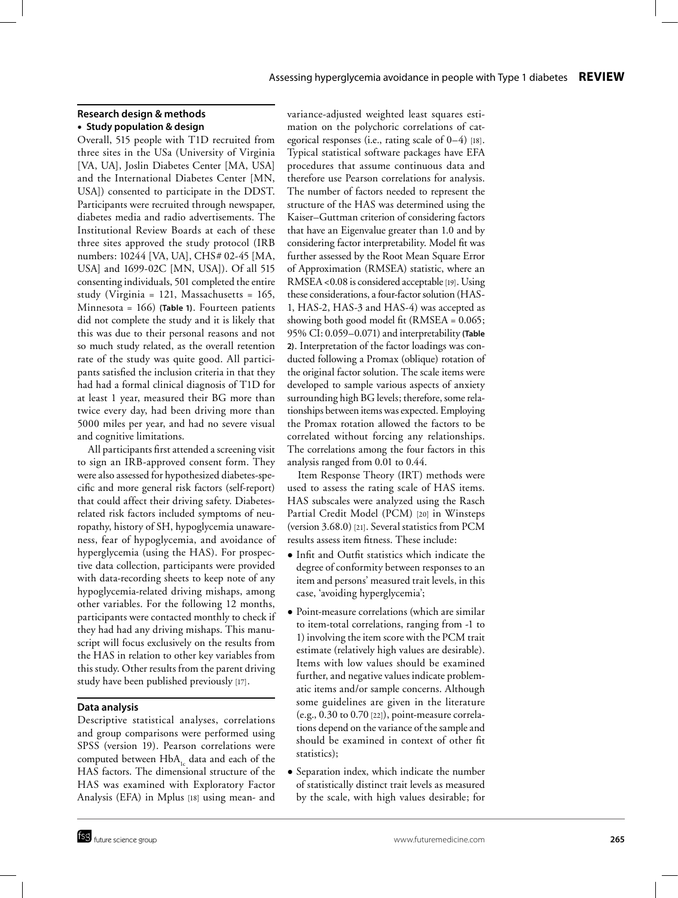## Research design & methods

### • Study population & design

Overall, 515 people with T1D recruited from three sites in the USa (University of Virginia [VA, UA], Joslin Diabetes Center [MA, USA] and the International Diabetes Center [MN, USA]) consented to participate in the DDST. Participants were recruited through newspaper, diabetes media and radio advertisements. The Institutional Review Boards at each of these three sites approved the study protocol (IRB numbers: 10244 [VA, UA], CHS# 02-45 [MA, USA] and 1699-02C [MN, USA]). Of all 515 consenting individuals, 501 completed the entire study (Virginia = 121, Massachusetts = 165, Minnesota = 166) **(Table 1)**. Fourteen patients did not complete the study and it is likely that this was due to their personal reasons and not so much study related, as the overall retention rate of the study was quite good. All participants satisfied the inclusion criteria in that they had had a formal clinical diagnosis of T1D for at least 1 year, measured their BG more than twice every day, had been driving more than 5000 miles per year, and had no severe visual and cognitive limitations.

All participants first attended a screening visit to sign an IRB-approved consent form. They were also assessed for hypothesized diabetes-specific and more general risk factors (self-report) that could affect their driving safety. Diabetes-related risk factors included symptoms of neuropathy, history of SH, hypoglycemia unawareness, fear of hypoglycemia, and avoidance of hyperglycemia (using the HAS). For prospective data collection, participants were provided with data-recording sheets to keep note of any hypoglycemia-related driving mishaps, among other variables. For the following 12 months, participants were contacted monthly to check if they had had any driving mishaps. This manuscript will focus exclusively on the results from the HAS in relation to other key variables from this study. Other results from the parent driving study have been published previously [17].

## Data analysis

Descriptive statistical analyses, correlations and group comparisons were performed using SPSS (version 19). Pearson correlations were computed between $HbA_{1c}$ data and each of the HAS factors. The dimensional structure of the HAS was examined with Exploratory Factor Analysis (EFA) in Mplus [18] using mean- and variance-adjusted weighted least squares estimation on the polychoric correlations of categorical responses (i.e., rating scale of 0–4) [18]. Typical statistical software packages have EFA procedures that assume continuous data and therefore use Pearson correlations for analysis. The number of factors needed to represent the structure of the HAS was determined using the Kaiser–Guttman criterion of considering factors that have an Eigenvalue greater than 1.0 and by considering factor interpretability. Model fit was further assessed by the Root Mean Square Error of Approximation (RMSEA) statistic, where an RMSEA <0.08 is considered acceptable [19]. Using these considerations, a four-factor solution (HAS-1, HAS-2, HAS-3 and HAS-4) was accepted as showing both good model fit (RMSEA = 0.065; 95% CI: 0.059–0.071) and interpretability **(Table 2)**. Interpretation of the factor loadings was conducted following a Promax (oblique) rotation of the original factor solution. The scale items were developed to sample various aspects of anxiety surrounding high BG levels; therefore, some relationships between items was expected. Employing the Promax rotation allowed the factors to be correlated without forcing any relationships. The correlations among the four factors in this analysis ranged from 0.01 to 0.44.

Item Response Theory (IRT) methods were used to assess the rating scale of HAS items. HAS subscales were analyzed using the Rasch Partial Credit Model (PCM) [20] in Winsteps (version 3.68.0) [21]. Several statistics from PCM results assess item fitness. These include:

- Infit and Outfit statistics which indicate the degree of conformity between responses to an item and persons' measured trait levels, in this case, 'avoiding hyperglycemia';
- Point-measure correlations (which are similar to item-total correlations, ranging from -1 to 1) involving the item score with the PCM trait estimate (relatively high values are desirable). Items with low values should be examined further, and negative values indicate problematic items and/or sample concerns. Although some guidelines are given in the literature (e.g., 0.30 to 0.70 [22]), point-measure correlations depend on the variance of the sample and should be examined in context of other fit statistics);
- Separation index, which indicate the number of statistically distinct trait levels as measured by the scale, with high values desirable; for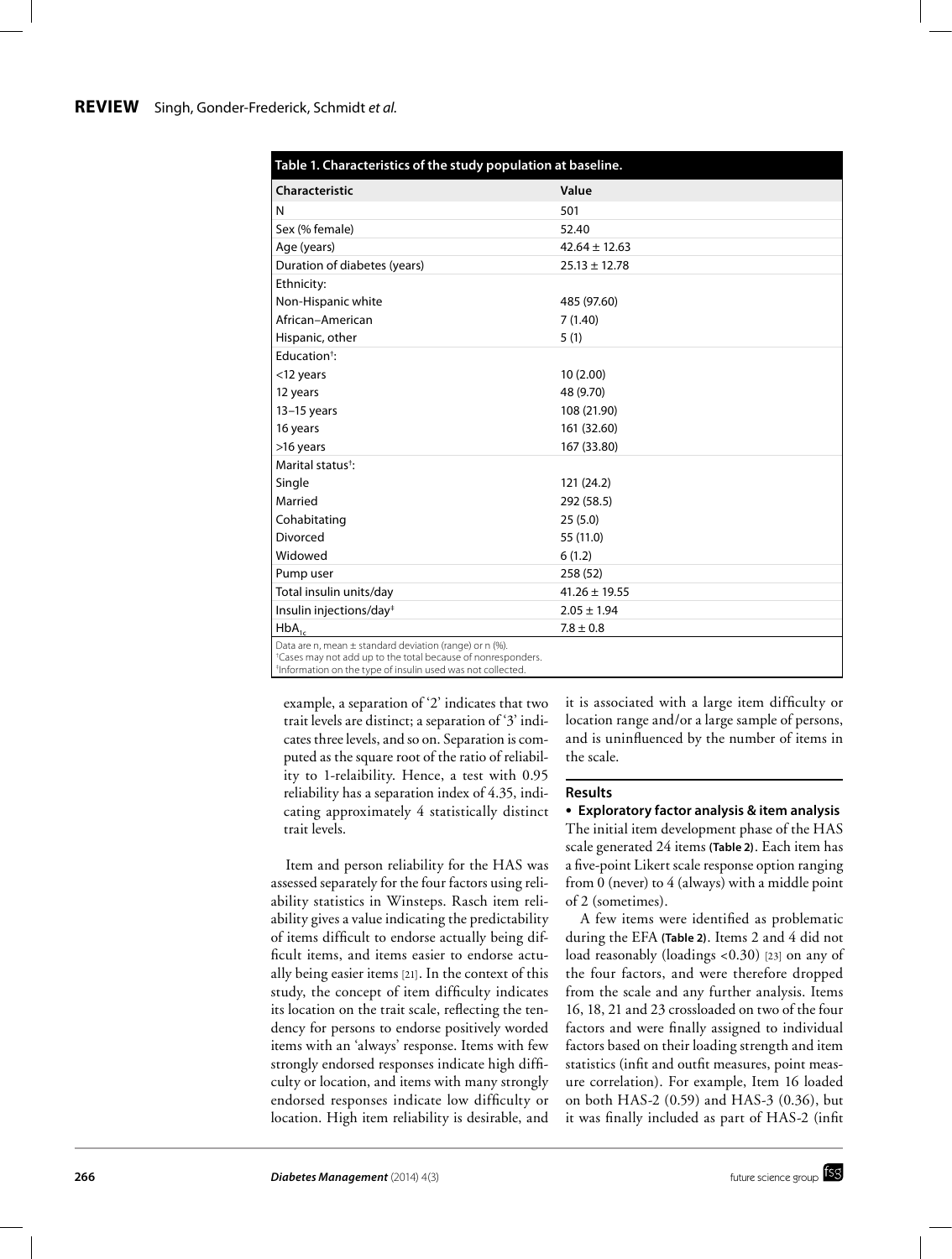**Table 1. Characteristics of the study population at baseline.**

| Characteristic | Value |
|---|---|
| N | 501 |
| Sex (% female) | 52.40 |
| Age (years) | 42.64 ± 12.63 |
| Duration of diabetes (years) | 25.13 ± 12.78 |
| Ethnicity: | |
| Non-Hispanic white | 485 (97.60) |
| African–American | 7 (1.40) |
| Hispanic, other | 5 (1) |
| Education†: | |
| <12 years | 10 (2.00) |
| 12 years | 48 (9.70) |
| 13–15 years | 108 (21.90) |
| 16 years | 161 (32.60) |
| >16 years | 167 (33.80) |
| Marital status†: | |
| Single | 121 (24.2) |
| Married | 292 (58.5) |
| Cohabitating | 25 (5.0) |
| Divorced | 55 (11.0) |
| Widowed | 6 (1.2) |
| Pump user | 258 (52) |
| Total insulin units/day | 41.26 ± 19.55 |
| Insulin injections/day‡ | 2.05 ± 1.94 |
| $HbA_{1c}$ | 7.8 ± 0.8 |

Data are n, mean ± standard deviation (range) or n (%).
†Cases may not add up to the total because of nonresponders.
‡Information on the type of insulin used was not collected.

example, a separation of '2' indicates that two trait levels are distinct; a separation of '3' indicates three levels, and so on. Separation is computed as the square root of the ratio of reliability to 1-relaibility. Hence, a test with 0.95 reliability has a separation index of 4.35, indicating approximately 4 statistically distinct trait levels.

Item and person reliability for the HAS was assessed separately for the four factors using reliability statistics in Winsteps. Rasch item reliability gives a value indicating the predictability of items difficult to endorse actually being difficult items, and items easier to endorse actually being easier items [21]. In the context of this study, the concept of item difficulty indicates its location on the trait scale, reflecting the tendency for persons to endorse positively worded items with an 'always' response. Items with few strongly endorsed responses indicate high difficulty or location, and items with many strongly endorsed responses indicate low difficulty or location. High item reliability is desirable, and it is associated with a large item difficulty or location range and/or a large sample of persons, and is uninfluenced by the number of items in the scale.

## Results

### • Exploratory factor analysis & item analysis

The initial item development phase of the HAS scale generated 24 items **(Table 2)**. Each item has a five-point Likert scale response option ranging from 0 (never) to 4 (always) with a middle point of 2 (sometimes).

A few items were identified as problematic during the EFA **(Table 2)**. Items 2 and 4 did not load reasonably (loadings <0.30) [23] on any of the four factors, and were therefore dropped from the scale and any further analysis. Items 16, 18, 21 and 23 crossloaded on two of the four factors and were finally assigned to individual factors based on their loading strength and item statistics (infit and outfit measures, point measure correlation). For example, Item 16 loaded on both HAS-2 (0.59) and HAS-3 (0.36), but it was finally included as part of HAS-2 (infit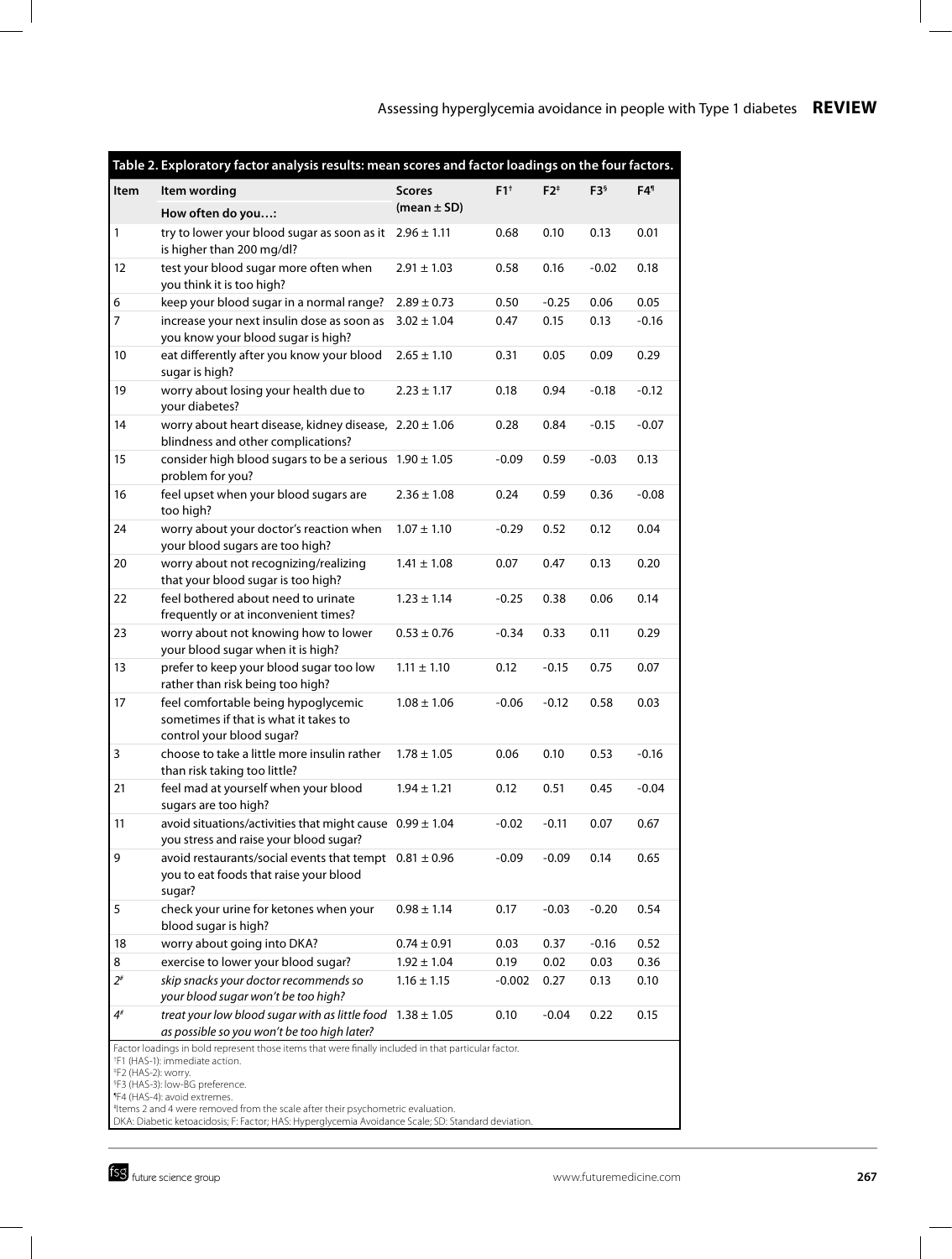**Table 2. Exploratory factor analysis results: mean scores and factor loadings on the four factors.**

| Item | Item wording<br>How often do you…: | Scores (mean ± SD) | F1[†] | F2[‡] | F3[§] | F4[¶] |
|---|---|---|---|---|---|---|
| 1 | try to lower your blood sugar as soon as it is higher than 200 mg/dl? | 2.96 ± 1.11 | 0.68 | 0.10 | 0.13 | 0.01 |
| 12 | test your blood sugar more often when you think it is too high? | 2.91 ± 1.03 | 0.58 | 0.16 | -0.02 | 0.18 |
| 6 | keep your blood sugar in a normal range? | 2.89 ± 0.73 | 0.50 | -0.25 | 0.06 | 0.05 |
| 7 | increase your next insulin dose as soon as you know your blood sugar is high? | 3.02 ± 1.04 | 0.47 | 0.15 | 0.13 | -0.16 |
| 10 | eat differently after you know your blood sugar is high? | 2.65 ± 1.10 | 0.31 | 0.05 | 0.09 | 0.29 |
| 19 | worry about losing your health due to your diabetes? | 2.23 ± 1.17 | 0.18 | 0.94 | -0.18 | -0.12 |
| 14 | worry about heart disease, kidney disease, blindness and other complications? | 2.20 ± 1.06 | 0.28 | 0.84 | -0.15 | -0.07 |
| 15 | consider high blood sugars to be a serious problem for you? | 1.90 ± 1.05 | -0.09 | 0.59 | -0.03 | 0.13 |
| 16 | feel upset when your blood sugars are too high? | 2.36 ± 1.08 | 0.24 | 0.59 | 0.36 | -0.08 |
| 24 | worry about your doctor's reaction when your blood sugars are too high? | 1.07 ± 1.10 | -0.29 | 0.52 | 0.12 | 0.04 |
| 20 | worry about not recognizing/realizing that your blood sugar is too high? | 1.41 ± 1.08 | 0.07 | 0.47 | 0.13 | 0.20 |
| 22 | feel bothered about need to urinate frequently or at inconvenient times? | 1.23 ± 1.14 | -0.25 | 0.38 | 0.06 | 0.14 |
| 23 | worry about not knowing how to lower your blood sugar when it is high? | 0.53 ± 0.76 | -0.34 | 0.33 | 0.11 | 0.29 |
| 13 | prefer to keep your blood sugar too low rather than risk being too high? | 1.11 ± 1.10 | 0.12 | -0.15 | 0.75 | 0.07 |
| 17 | feel comfortable being hypoglycemic sometimes if that is what it takes to control your blood sugar? | 1.08 ± 1.06 | -0.06 | -0.12 | 0.58 | 0.03 |
| 3 | choose to take a little more insulin rather than risk taking too little? | 1.78 ± 1.05 | 0.06 | 0.10 | 0.53 | -0.16 |
| 21 | feel mad at yourself when your blood sugars are too high? | 1.94 ± 1.21 | 0.12 | 0.51 | 0.45 | -0.04 |
| 11 | avoid situations/activities that might cause you stress and raise your blood sugar? | 0.99 ± 1.04 | -0.02 | -0.11 | 0.07 | 0.67 |
| 9 | avoid restaurants/social events that tempt you to eat foods that raise your blood sugar? | 0.81 ± 0.96 | -0.09 | -0.09 | 0.14 | 0.65 |
| 5 | check your urine for ketones when your blood sugar is high? | 0.98 ± 1.14 | 0.17 | -0.03 | -0.20 | 0.54 |
| 18 | worry about going into DKA? | 0.74 ± 0.91 | 0.03 | 0.37 | -0.16 | 0.52 |
| 8 | exercise to lower your blood sugar? | 1.92 ± 1.04 | 0.19 | 0.02 | 0.03 | 0.36 |
| *2[#]* | *skip snacks your doctor recommends so your blood sugar won't be too high?* | 1.16 ± 1.15 | -0.002 | 0.27 | 0.13 | 0.10 |
| *4[#]* | *treat your low blood sugar with as little food as possible so you won't be too high later?* | 1.38 ± 1.05 | 0.10 | -0.04 | 0.22 | 0.15 |

Factor loadings in bold represent those items that were finally included in that particular factor.
[†]F1 (HAS-1): immediate action.
[‡]F2 (HAS-2): worry.
[§]F3 (HAS-3): low-BG preference.
[¶]F4 (HAS-4): avoid extremes.
[#]Items 2 and 4 were removed from the scale after their psychometric evaluation.
DKA: Diabetic ketoacidosis; F: Factor; HAS: Hyperglycemia Avoidance Scale; SD: Standard deviation.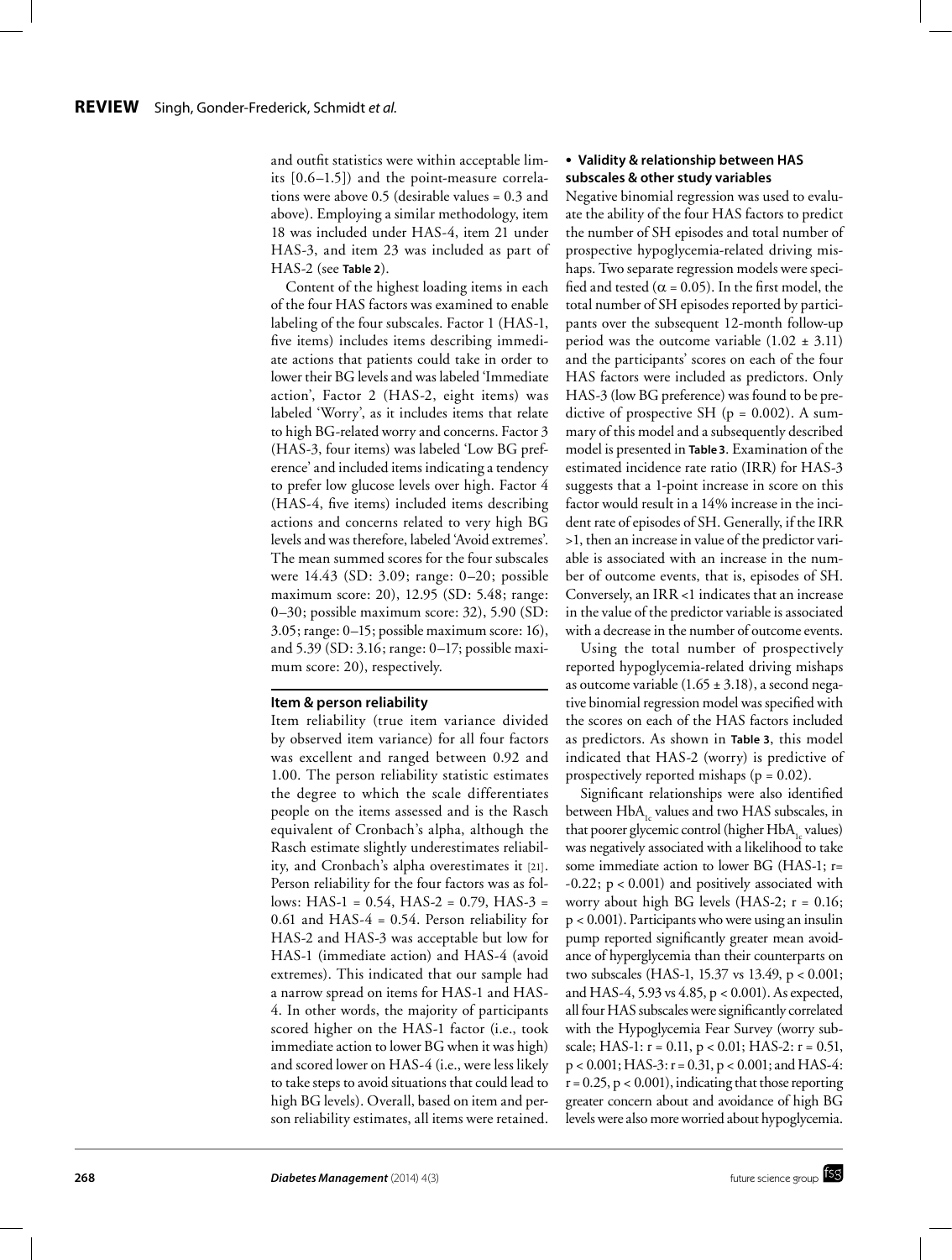and outfit statistics were within acceptable limits [0.6–1.5]) and the point-measure correlations were above 0.5 (desirable values = 0.3 and above). Employing a similar methodology, item 18 was included under HAS-4, item 21 under HAS-3, and item 23 was included as part of HAS-2 (see **Table 2**).

Content of the highest loading items in each of the four HAS factors was examined to enable labeling of the four subscales. Factor 1 (HAS-1, five items) includes items describing immediate actions that patients could take in order to lower their BG levels and was labeled 'Immediate action', Factor 2 (HAS-2, eight items) was labeled 'Worry', as it includes items that relate to high BG-related worry and concerns. Factor 3 (HAS-3, four items) was labeled 'Low BG preference' and included items indicating a tendency to prefer low glucose levels over high. Factor 4 (HAS-4, five items) included items describing actions and concerns related to very high BG levels and was therefore, labeled 'Avoid extremes'. The mean summed scores for the four subscales were 14.43 (SD: 3.09; range: 0–20; possible maximum score: 20), 12.95 (SD: 5.48; range: 0–30; possible maximum score: 32), 5.90 (SD: 3.05; range: 0–15; possible maximum score: 16), and 5.39 (SD: 3.16; range: 0–17; possible maximum score: 20), respectively.

### Item & person reliability

Item reliability (true item variance divided by observed item variance) for all four factors was excellent and ranged between 0.92 and 1.00. The person reliability statistic estimates the degree to which the scale differentiates people on the items assessed and is the Rasch equivalent of Cronbach's alpha, although the Rasch estimate slightly underestimates reliability, and Cronbach's alpha overestimates it [21]. Person reliability for the four factors was as follows: HAS-1 = 0.54, HAS-2 = 0.79, HAS-3 = 0.61 and HAS-4 = 0.54. Person reliability for HAS-2 and HAS-3 was acceptable but low for HAS-1 (immediate action) and HAS-4 (avoid extremes). This indicated that our sample had a narrow spread on items for HAS-1 and HAS-4. In other words, the majority of participants scored higher on the HAS-1 factor (i.e., took immediate action to lower BG when it was high) and scored lower on HAS-4 (i.e., were less likely to take steps to avoid situations that could lead to high BG levels). Overall, based on item and person reliability estimates, all items were retained.

- **Validity & relationship between HAS subscales & other study variables**

Negative binomial regression was used to evaluate the ability of the four HAS factors to predict the number of SH episodes and total number of prospective hypoglycemia-related driving mishaps. Two separate regression models were specified and tested ($\alpha = 0.05$). In the first model, the total number of SH episodes reported by participants over the subsequent 12-month follow-up period was the outcome variable ($1.02 \pm 3.11$) and the participants' scores on each of the four HAS factors were included as predictors. Only HAS-3 (low BG preference) was found to be predictive of prospective SH ($p = 0.002$). A summary of this model and a subsequently described model is presented in **Table 3**. Examination of the estimated incidence rate ratio (IRR) for HAS-3 suggests that a 1-point increase in score on this factor would result in a 14% increase in the incident rate of episodes of SH. Generally, if the IRR >1, then an increase in value of the predictor variable is associated with an increase in the number of outcome events, that is, episodes of SH. Conversely, an IRR <1 indicates that an increase in the value of the predictor variable is associated with a decrease in the number of outcome events.

Using the total number of prospectively reported hypoglycemia-related driving mishaps as outcome variable ($1.65 \pm 3.18$), a second negative binomial regression model was specified with the scores on each of the HAS factors included as predictors. As shown in **Table 3**, this model indicated that HAS-2 (worry) is predictive of prospectively reported mishaps ($p = 0.02$).

Significant relationships were also identified between $HbA_{1c}$ values and two HAS subscales, in that poorer glycemic control (higher $HbA_{1c}$ values) was negatively associated with a likelihood to take some immediate action to lower BG (HAS-1; $r = -0.22$; $p < 0.001$) and positively associated with worry about high BG levels (HAS-2; $r = 0.16$; $p < 0.001$). Participants who were using an insulin pump reported significantly greater mean avoidance of hyperglycemia than their counterparts on two subscales (HAS-1, 15.37 vs 13.49, $p < 0.001$; and HAS-4, 5.93 vs 4.85, $p < 0.001$). As expected, all four HAS subscales were significantly correlated with the Hypoglycemia Fear Survey (worry subscale; HAS-1: $r = 0.11$, $p < 0.01$; HAS-2: $r = 0.51$, $p < 0.001$; HAS-3: $r = 0.31$, $p < 0.001$; and HAS-4: $r = 0.25$, $p < 0.001$), indicating that those reporting greater concern about and avoidance of high BG levels were also more worried about hypoglycemia.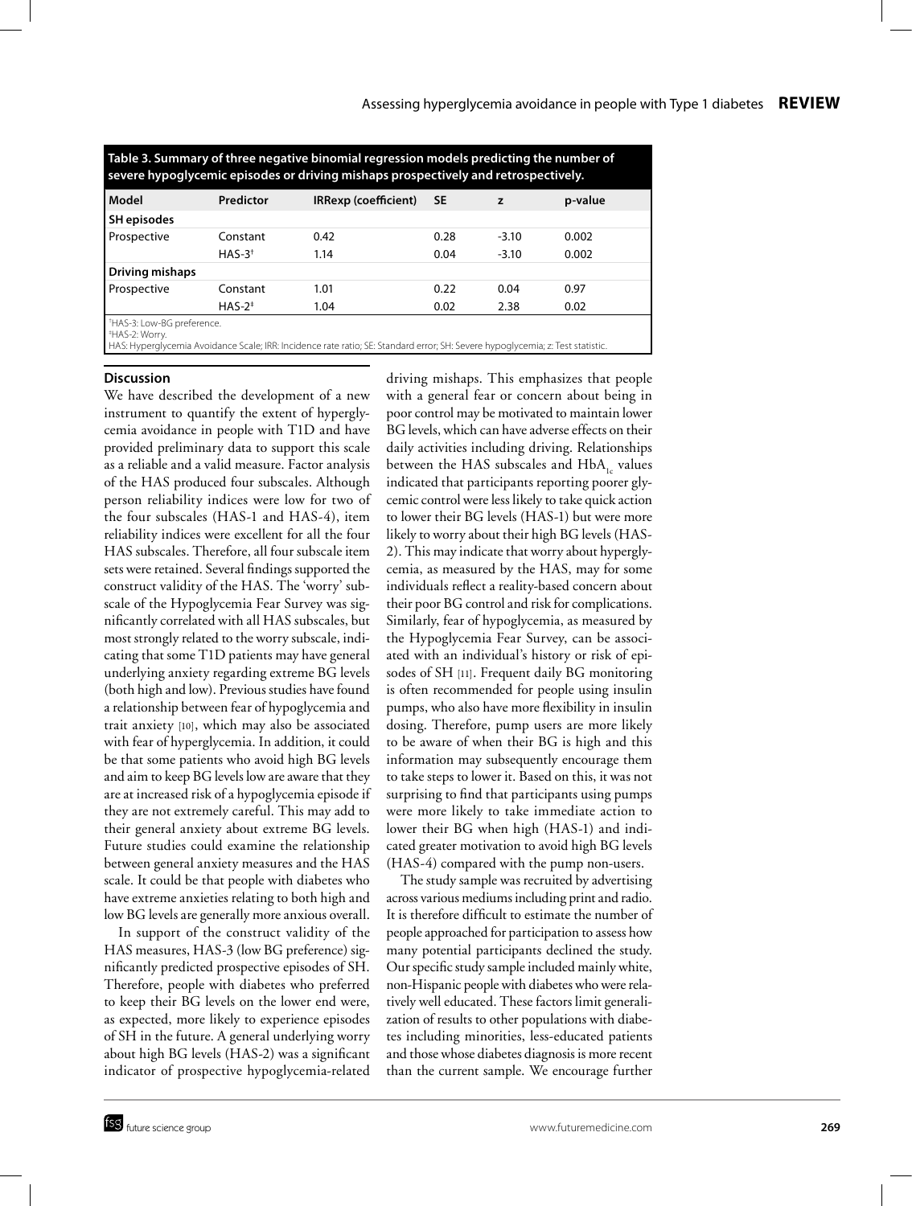**Table 3. Summary of three negative binomial regression models predicting the number of severe hypoglycemic episodes or driving mishaps prospectively and retrospectively.**

| Model | Predictor | IRRexp (coefficient) | SE | z | p-value |
|---|---|---|---|---|---|
| **SH episodes** | | | | | |
| Prospective | Constant | 0.42 | 0.28 | -3.10 | 0.002 |
| | HAS-3[†] | 1.14 | 0.04 | -3.10 | 0.002 |
| **Driving mishaps** | | | | | |
| Prospective | Constant | 1.01 | 0.22 | 0.04 | 0.97 |
| | HAS-2[‡] | 1.04 | 0.02 | 2.38 | 0.02 |

[†]HAS-3: Low-BG preference.
[‡]HAS-2: Worry.
HAS: Hyperglycemia Avoidance Scale; IRR: Incidence rate ratio; SE: Standard error; SH: Severe hypoglycemia; z: Test statistic.

## Discussion

We have described the development of a new instrument to quantify the extent of hyperglycemia avoidance in people with T1D and have provided preliminary data to support this scale as a reliable and a valid measure. Factor analysis of the HAS produced four subscales. Although person reliability indices were low for two of the four subscales (HAS-1 and HAS-4), item reliability indices were excellent for all the four HAS subscales. Therefore, all four subscale item sets were retained. Several findings supported the construct validity of the HAS. The 'worry' subscale of the Hypoglycemia Fear Survey was significantly correlated with all HAS subscales, but most strongly related to the worry subscale, indicating that some T1D patients may have general underlying anxiety regarding extreme BG levels (both high and low). Previous studies have found a relationship between fear of hypoglycemia and trait anxiety [10], which may also be associated with fear of hyperglycemia. In addition, it could be that some patients who avoid high BG levels and aim to keep BG levels low are aware that they are at increased risk of a hypoglycemia episode if they are not extremely careful. This may add to their general anxiety about extreme BG levels. Future studies could examine the relationship between general anxiety measures and the HAS scale. It could be that people with diabetes who have extreme anxieties relating to both high and low BG levels are generally more anxious overall.

In support of the construct validity of the HAS measures, HAS-3 (low BG preference) significantly predicted prospective episodes of SH. Therefore, people with diabetes who preferred to keep their BG levels on the lower end were, as expected, more likely to experience episodes of SH in the future. A general underlying worry about high BG levels (HAS-2) was a significant indicator of prospective hypoglycemia-related driving mishaps. This emphasizes that people with a general fear or concern about being in poor control may be motivated to maintain lower BG levels, which can have adverse effects on their daily activities including driving. Relationships between the HAS subscales and $HbA_{1c}$ values indicated that participants reporting poorer glycemic control were less likely to take quick action to lower their BG levels (HAS-1) but were more likely to worry about their high BG levels (HAS-2). This may indicate that worry about hyperglycemia, as measured by the HAS, may for some individuals reflect a reality-based concern about their poor BG control and risk for complications. Similarly, fear of hypoglycemia, as measured by the Hypoglycemia Fear Survey, can be associated with an individual's history or risk of episodes of SH [11]. Frequent daily BG monitoring is often recommended for people using insulin pumps, who also have more flexibility in insulin dosing. Therefore, pump users are more likely to be aware of when their BG is high and this information may subsequently encourage them to take steps to lower it. Based on this, it was not surprising to find that participants using pumps were more likely to take immediate action to lower their BG when high (HAS-1) and indicated greater motivation to avoid high BG levels (HAS-4) compared with the pump non-users.

The study sample was recruited by advertising across various mediums including print and radio. It is therefore difficult to estimate the number of people approached for participation to assess how many potential participants declined the study. Our specific study sample included mainly white, non-Hispanic people with diabetes who were relatively well educated. These factors limit generalization of results to other populations with diabetes including minorities, less-educated patients and those whose diabetes diagnosis is more recent than the current sample. We encourage further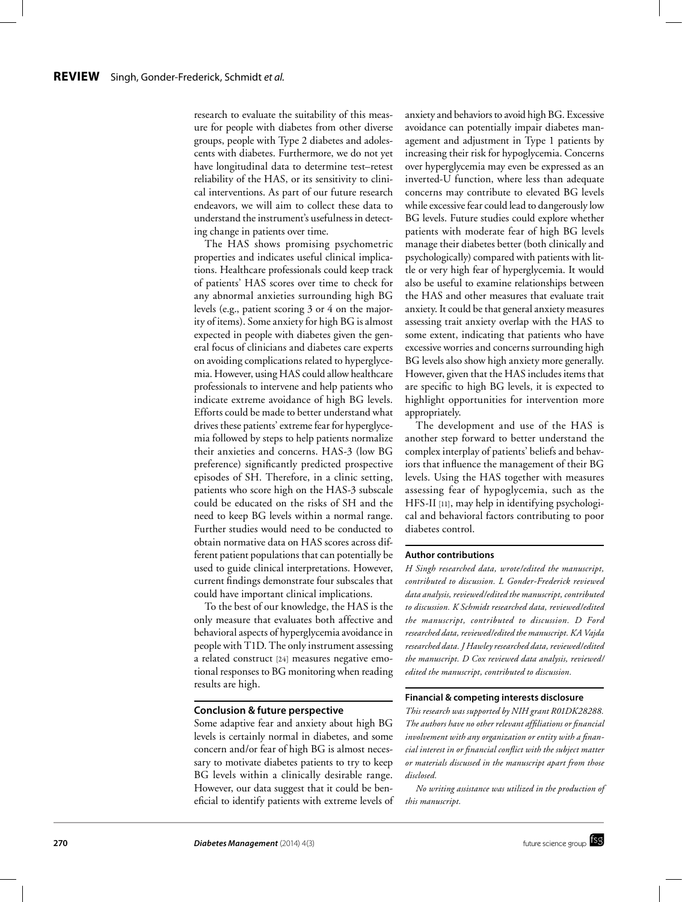research to evaluate the suitability of this measure for people with diabetes from other diverse groups, people with Type 2 diabetes and adolescents with diabetes. Furthermore, we do not yet have longitudinal data to determine test–retest reliability of the HAS, or its sensitivity to clinical interventions. As part of our future research endeavors, we will aim to collect these data to understand the instrument's usefulness in detecting change in patients over time.

The HAS shows promising psychometric properties and indicates useful clinical implications. Healthcare professionals could keep track of patients' HAS scores over time to check for any abnormal anxieties surrounding high BG levels (e.g., patient scoring 3 or 4 on the majority of items). Some anxiety for high BG is almost expected in people with diabetes given the general focus of clinicians and diabetes care experts on avoiding complications related to hyperglycemia. However, using HAS could allow healthcare professionals to intervene and help patients who indicate extreme avoidance of high BG levels. Efforts could be made to better understand what drives these patients' extreme fear for hyperglycemia followed by steps to help patients normalize their anxieties and concerns. HAS-3 (low BG preference) significantly predicted prospective episodes of SH. Therefore, in a clinic setting, patients who score high on the HAS-3 subscale could be educated on the risks of SH and the need to keep BG levels within a normal range. Further studies would need to be conducted to obtain normative data on HAS scores across different patient populations that can potentially be used to guide clinical interpretations. However, current findings demonstrate four subscales that could have important clinical implications.

To the best of our knowledge, the HAS is the only measure that evaluates both affective and behavioral aspects of hyperglycemia avoidance in people with T1D. The only instrument assessing a related construct [24] measures negative emotional responses to BG monitoring when reading results are high.

## Conclusion & future perspective

Some adaptive fear and anxiety about high BG levels is certainly normal in diabetes, and some concern and/or fear of high BG is almost necessary to motivate diabetes patients to try to keep BG levels within a clinically desirable range. However, our data suggest that it could be beneficial to identify patients with extreme levels of anxiety and behaviors to avoid high BG. Excessive avoidance can potentially impair diabetes management and adjustment in Type 1 patients by increasing their risk for hypoglycemia. Concerns over hyperglycemia may even be expressed as an inverted-U function, where less than adequate concerns may contribute to elevated BG levels while excessive fear could lead to dangerously low BG levels. Future studies could explore whether patients with moderate fear of high BG levels manage their diabetes better (both clinically and psychologically) compared with patients with little or very high fear of hyperglycemia. It would also be useful to examine relationships between the HAS and other measures that evaluate trait anxiety. It could be that general anxiety measures assessing trait anxiety overlap with the HAS to some extent, indicating that patients who have excessive worries and concerns surrounding high BG levels also show high anxiety more generally. However, given that the HAS includes items that are specific to high BG levels, it is expected to highlight opportunities for intervention more appropriately.

The development and use of the HAS is another step forward to better understand the complex interplay of patients' beliefs and behaviors that influence the management of their BG levels. Using the HAS together with measures assessing fear of hypoglycemia, such as the HFS-II [11], may help in identifying psychological and behavioral factors contributing to poor diabetes control.

### Author contributions

*H Singh researched data, wrote/edited the manuscript, contributed to discussion. L Gonder-Frederick reviewed data analysis, reviewed/edited the manuscript, contributed to discussion. K Schmidt researched data, reviewed/edited the manuscript, contributed to discussion. D Ford researched data, reviewed/edited the manuscript. KA Vajda researched data. J Hawley researched data, reviewed/edited the manuscript. D Cox reviewed data analysis, reviewed/edited the manuscript, contributed to discussion.*

### Financial & competing interests disclosure

*This research was supported by NIH grant R01DK28288. The authors have no other relevant affiliations or financial involvement with any organization or entity with a financial interest in or financial conflict with the subject matter or materials discussed in the manuscript apart from those disclosed.*

*No writing assistance was utilized in the production of this manuscript.*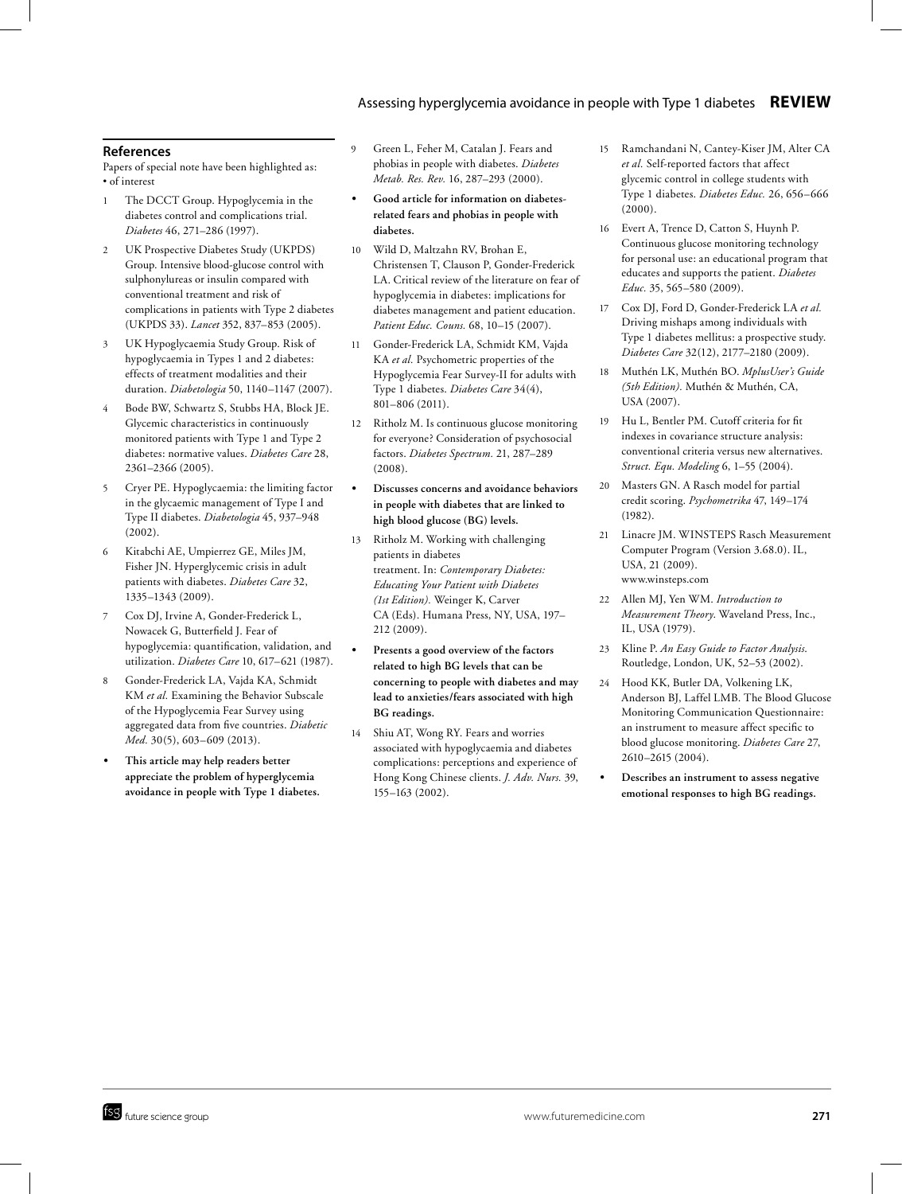## References

Papers of special note have been highlighted as:
• of interest

1. The DCCT Group. Hypoglycemia in the diabetes control and complications trial. *Diabetes* 46, 271–286 (1997).
2. UK Prospective Diabetes Study (UKPDS) Group. Intensive blood-glucose control with sulphonylureas or insulin compared with conventional treatment and risk of complications in patients with Type 2 diabetes (UKPDS 33). *Lancet* 352, 837–853 (2005).
3. UK Hypoglycaemia Study Group. Risk of hypoglycaemia in Types 1 and 2 diabetes: effects of treatment modalities and their duration. *Diabetologia* 50, 1140–1147 (2007).
4. Bode BW, Schwartz S, Stubbs HA, Block JE. Glycemic characteristics in continuously monitored patients with Type 1 and Type 2 diabetes: normative values. *Diabetes Care* 28, 2361–2366 (2005).
5. Cryer PE. Hypoglycaemia: the limiting factor in the glycaemic management of Type I and Type II diabetes. *Diabetologia* 45, 937–948 (2002).
6. Kitabchi AE, Umpierrez GE, Miles JM, Fisher JN. Hyperglycemic crisis in adult patients with diabetes. *Diabetes Care* 32, 1335–1343 (2009).
7. Cox DJ, Irvine A, Gonder-Frederick L, Nowacek G, Butterfield J. Fear of hypoglycemia: quantification, validation, and utilization. *Diabetes Care* 10, 617–621 (1987).
8. Gonder-Frederick LA, Vajda KA, Schmidt KM *et al.* Examining the Behavior Subscale of the Hypoglycemia Fear Survey using aggregated data from five countries. *Diabetic Med.* 30(5), 603–609 (2013).
   - • **This article may help readers better appreciate the problem of hyperglycemia avoidance in people with Type 1 diabetes.**
9. Green L, Feher M, Catalan J. Fears and phobias in people with diabetes. *Diabetes Metab. Res. Rev.* 16, 287–293 (2000).
   - • **Good article for information on diabetes-related fears and phobias in people with diabetes.**
10. Wild D, Maltzahn RV, Brohan E, Christensen T, Clauson P, Gonder-Frederick LA. Critical review of the literature on fear of hypoglycemia in diabetes: implications for diabetes management and patient education. *Patient Educ. Couns.* 68, 10–15 (2007).
11. Gonder-Frederick LA, Schmidt KM, Vajda KA *et al.* Psychometric properties of the Hypoglycemia Fear Survey-II for adults with Type 1 diabetes. *Diabetes Care* 34(4), 801–806 (2011).
12. Ritholz M. Is continuous glucose monitoring for everyone? Consideration of psychosocial factors. *Diabetes Spectrum.* 21, 287–289 (2008).
    - • **Discusses concerns and avoidance behaviors in people with diabetes that are linked to high blood glucose (BG) levels.**
13. Ritholz M. Working with challenging patients in diabetes treatment. In: *Contemporary Diabetes: Educating Your Patient with Diabetes (1st Edition).* Weinger K, Carver CA (Eds). Humana Press, NY, USA, 197–212 (2009).
    - • **Presents a good overview of the factors related to high BG levels that can be concerning to people with diabetes and may lead to anxieties/fears associated with high BG readings.**
14. Shiu AT, Wong RY. Fears and worries associated with hypoglycaemia and diabetes complications: perceptions and experience of Hong Kong Chinese clients. *J. Adv. Nurs.* 39, 155–163 (2002).
15. Ramchandani N, Cantey-Kiser JM, Alter CA *et al.* Self-reported factors that affect glycemic control in college students with Type 1 diabetes. *Diabetes Educ.* 26, 656–666 (2000).
16. Evert A, Trence D, Catton S, Huynh P. Continuous glucose monitoring technology for personal use: an educational program that educates and supports the patient. *Diabetes Educ.* 35, 565–580 (2009).
17. Cox DJ, Ford D, Gonder-Frederick LA *et al.* Driving mishaps among individuals with Type 1 diabetes mellitus: a prospective study. *Diabetes Care* 32(12), 2177–2180 (2009).
18. Muthén LK, Muthén BO. *MplusUser's Guide (5th Edition).* Muthén & Muthén, CA, USA (2007).
19. Hu L, Bentler PM. Cutoff criteria for fit indexes in covariance structure analysis: conventional criteria versus new alternatives. *Struct. Equ. Modeling* 6, 1–55 (2004).
20. Masters GN. A Rasch model for partial credit scoring. *Psychometrika* 47, 149–174 (1982).
21. Linacre JM. WINSTEPS Rasch Measurement Computer Program (Version 3.68.0). IL, USA, 21 (2009). www.winsteps.com
22. Allen MJ, Yen WM. *Introduction to Measurement Theory.* Waveland Press, Inc., IL, USA (1979).
23. Kline P. *An Easy Guide to Factor Analysis.* Routledge, London, UK, 52–53 (2002).
24. Hood KK, Butler DA, Volkening LK, Anderson BJ, Laffel LMB. The Blood Glucose Monitoring Communication Questionnaire: an instrument to measure affect specific to blood glucose monitoring. *Diabetes Care* 27, 2610–2615 (2004).
    - • **Describes an instrument to assess negative emotional responses to high BG readings.**